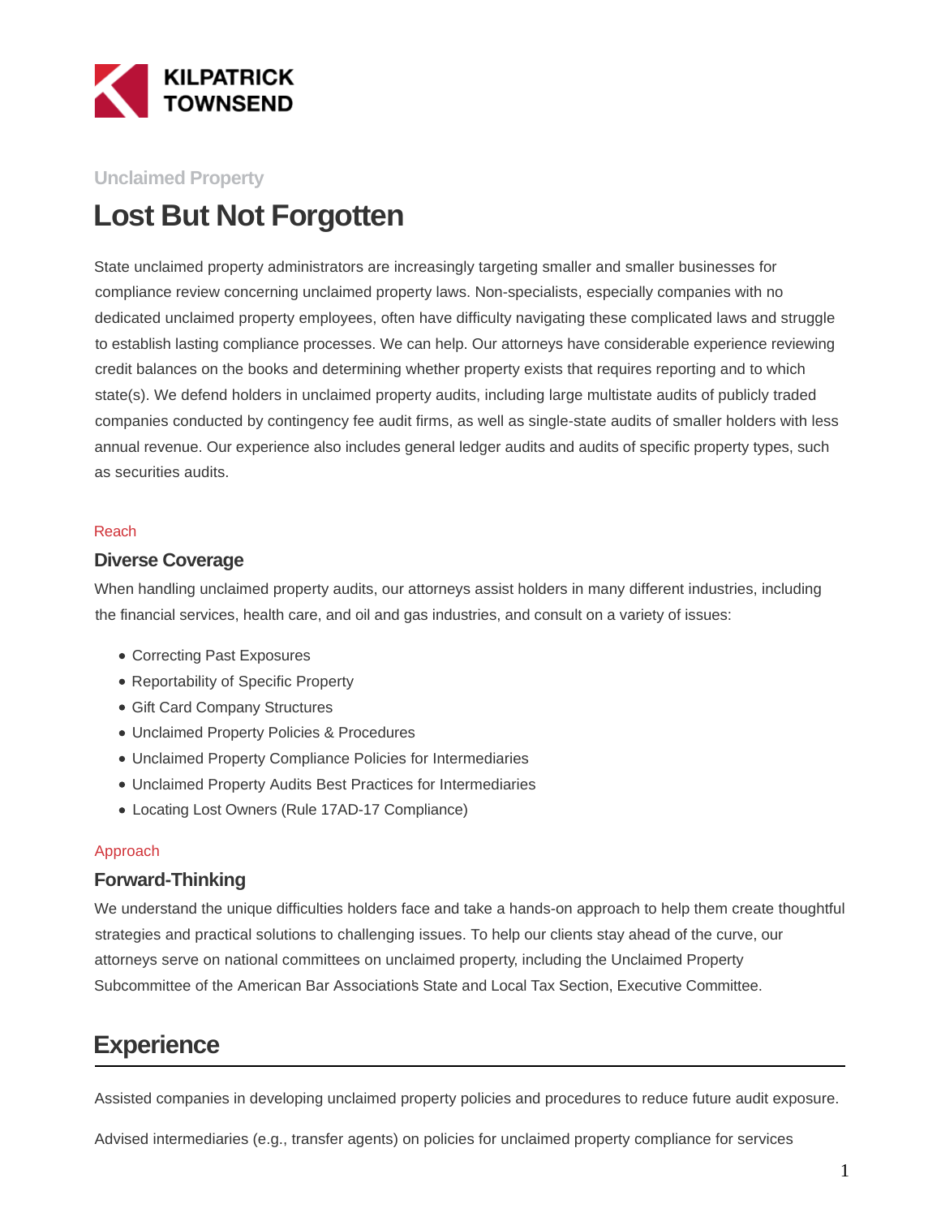KILPATRICK TOWNSEND

Unclaimed Property

# Lost But Not Forgotten

State unclaimed property administrators are increasingly targeting smaller and smaller businesses for compliance review concerning unclaimed property laws. Non-specialists, especially companies with no dedicated unclaimed property employees, often have difficulty navigating these complicated laws and struggle to establish lasting compliance processes. We can help. Our attorneys have considerable experience reviewing credit balances on the books and determining whether property exists that requires reporting and to which state(s). We defend holders in unclaimed property audits, including large multistate audits of publicly traded companies conducted by contingency fee audit firms, as well as single-state audits of smaller holders with less annual revenue. Our experience also includes general ledger audits and audits of specific property types, such as securities audits.

Reach

### Diverse Coverage

When handling unclaimed property audits, our attorneys assist holders in many different industries, including the financial services, health care, and oil and gas industries, and consult on a variety of issues:

- Correcting Past Exposures
- Reportability of Specific Property
- Gift Card Company Structures
- Unclaimed Property Policies & Procedures
- Unclaimed Property Compliance Policies for Intermediaries
- Unclaimed Property Audits Best Practices for Intermediaries
- Locating Lost Owners (Rule 17AD-17 Compliance)

Approach

### Forward-Thinking

We understand the unique difficulties holders face and take a hands-on approach to help them create thoughtful strategies and practical solutions to challenging issues. To help our clients stay ahead of the curve, our attorneys serve on national committees on unclaimed property, including the Unclaimed Property Subcommittee of the American Bar Association's State and Local Tax Section, Executive Committee.

## Experience

Assisted companies in developing unclaimed property policies and procedures to reduce future audit exposure.

Advised intermediaries (e.g., transfer agents) on policies for unclaimed property compliance for services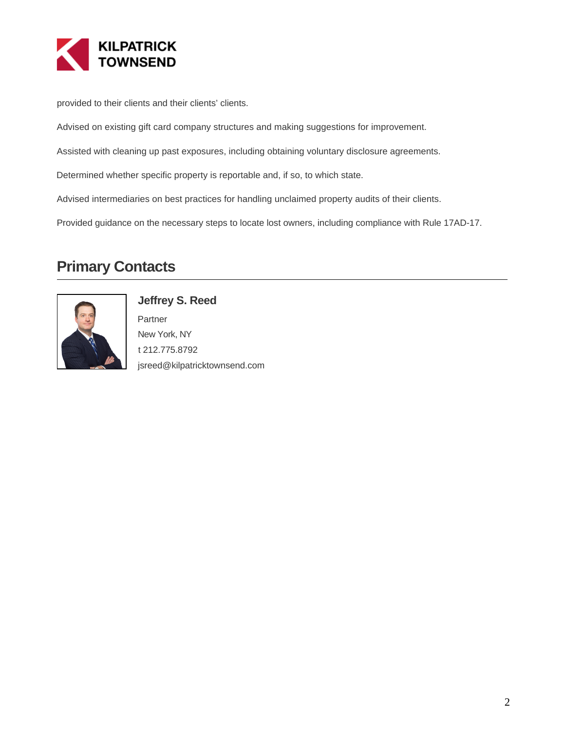provided to their clients and their clients' clients.

Advised on existing gift card company structures and making suggestions for improvement.

Assisted with cleaning up past exposures, including obtaining voluntary disclosure agreements.

Determined whether specific property is reportable and, if so, to which state.

Advised intermediaries on best practices for handling unclaimed property audits of their clients.

Provided guidance on the necessary steps to locate lost owners, including compliance with Rule 17AD-17.

## Primary Contacts

**Jeffrey S. Reed**

Partner

New York, NY

t 212.775.8792

jsreed@kilpatricktownsend.com